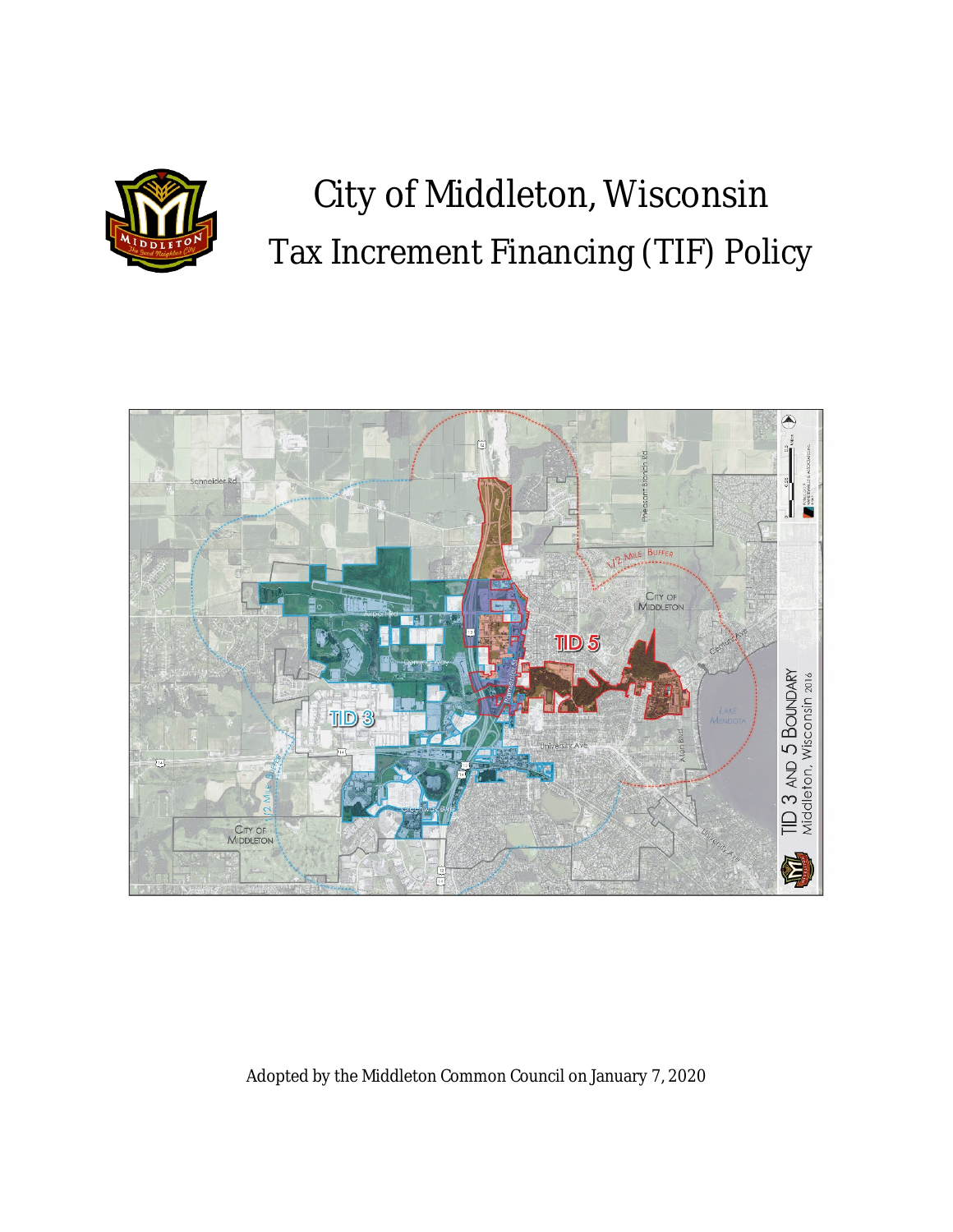# City of Middleton, Wisconsin
# Tax Increment Financing (TIF) Policy

Adopted by the Middleton Common Council on January 7, 2020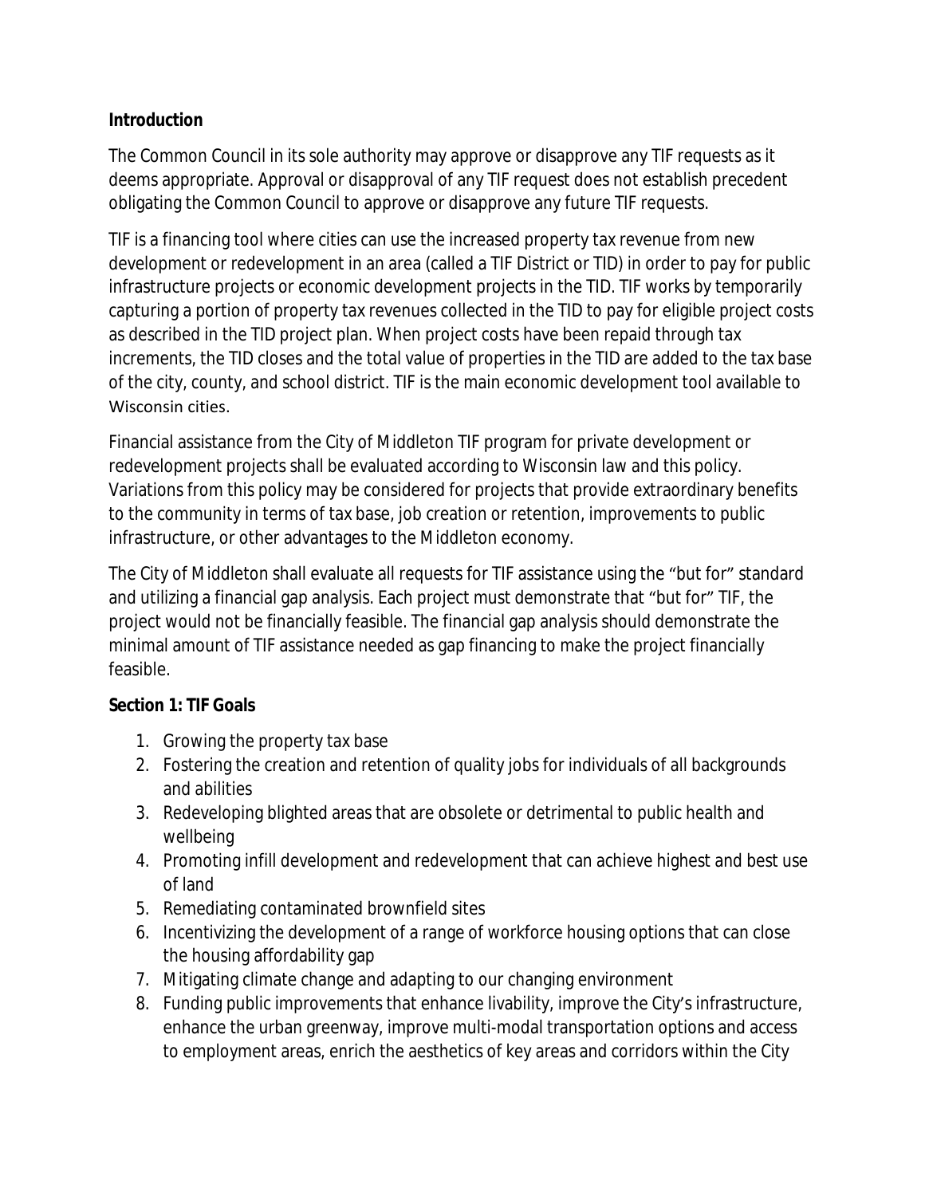**Introduction**

The Common Council in its sole authority may approve or disapprove any TIF requests as it deems appropriate. Approval or disapproval of any TIF request does not establish precedent obligating the Common Council to approve or disapprove any future TIF requests.

TIF is a financing tool where cities can use the increased property tax revenue from new development or redevelopment in an area (called a TIF District or TID) in order to pay for public infrastructure projects or economic development projects in the TID. TIF works by temporarily capturing a portion of property tax revenues collected in the TID to pay for eligible project costs as described in the TID project plan. When project costs have been repaid through tax increments, the TID closes and the total value of properties in the TID are added to the tax base of the city, county, and school district. TIF is the main economic development tool available to Wisconsin cities.

Financial assistance from the City of Middleton TIF program for private development or redevelopment projects shall be evaluated according to Wisconsin law and this policy. Variations from this policy may be considered for projects that provide extraordinary benefits to the community in terms of tax base, job creation or retention, improvements to public infrastructure, or other advantages to the Middleton economy.

The City of Middleton shall evaluate all requests for TIF assistance using the "but for" standard and utilizing a financial gap analysis. Each project must demonstrate that "but for" TIF, the project would not be financially feasible. The financial gap analysis should demonstrate the minimal amount of TIF assistance needed as gap financing to make the project financially feasible.

**Section 1: TIF Goals**

1. Growing the property tax base
2. Fostering the creation and retention of quality jobs for individuals of all backgrounds and abilities
3. Redeveloping blighted areas that are obsolete or detrimental to public health and wellbeing
4. Promoting infill development and redevelopment that can achieve highest and best use of land
5. Remediating contaminated brownfield sites
6. Incentivizing the development of a range of workforce housing options that can close the housing affordability gap
7. Mitigating climate change and adapting to our changing environment
8. Funding public improvements that enhance livability, improve the City's infrastructure, enhance the urban greenway, improve multi-modal transportation options and access to employment areas, enrich the aesthetics of key areas and corridors within the City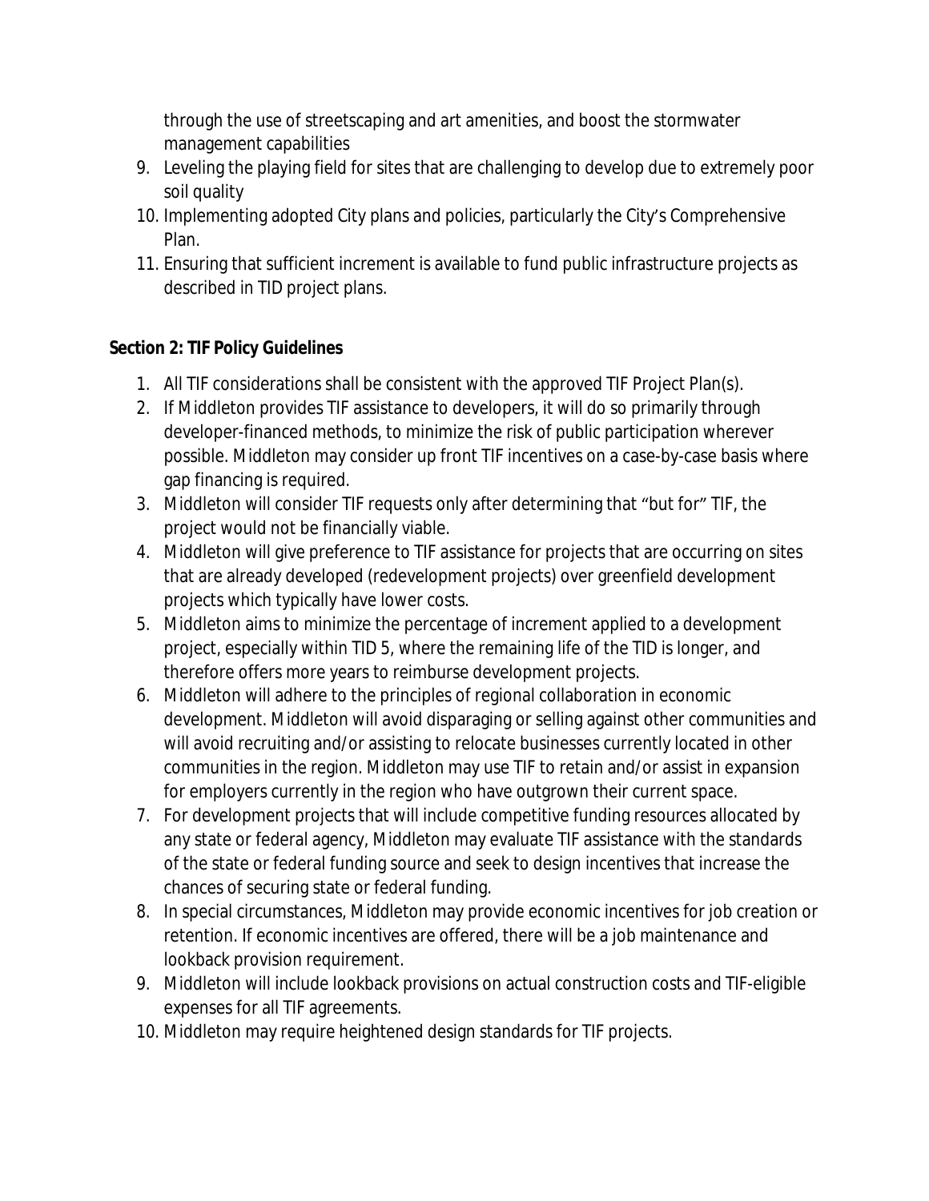through the use of streetscaping and art amenities, and boost the stormwater management capabilities

9. Leveling the playing field for sites that are challenging to develop due to extremely poor soil quality
10. Implementing adopted City plans and policies, particularly the City's Comprehensive Plan.
11. Ensuring that sufficient increment is available to fund public infrastructure projects as described in TID project plans.

**Section 2: TIF Policy Guidelines**

1. All TIF considerations shall be consistent with the approved TIF Project Plan(s).
2. If Middleton provides TIF assistance to developers, it will do so primarily through developer-financed methods, to minimize the risk of public participation wherever possible. Middleton may consider up front TIF incentives on a case-by-case basis where gap financing is required.
3. Middleton will consider TIF requests only after determining that "but for" TIF, the project would not be financially viable.
4. Middleton will give preference to TIF assistance for projects that are occurring on sites that are already developed (redevelopment projects) over greenfield development projects which typically have lower costs.
5. Middleton aims to minimize the percentage of increment applied to a development project, especially within TID 5, where the remaining life of the TID is longer, and therefore offers more years to reimburse development projects.
6. Middleton will adhere to the principles of regional collaboration in economic development. Middleton will avoid disparaging or selling against other communities and will avoid recruiting and/or assisting to relocate businesses currently located in other communities in the region. Middleton may use TIF to retain and/or assist in expansion for employers currently in the region who have outgrown their current space.
7. For development projects that will include competitive funding resources allocated by any state or federal agency, Middleton may evaluate TIF assistance with the standards of the state or federal funding source and seek to design incentives that increase the chances of securing state or federal funding.
8. In special circumstances, Middleton may provide economic incentives for job creation or retention. If economic incentives are offered, there will be a job maintenance and lookback provision requirement.
9. Middleton will include lookback provisions on actual construction costs and TIF-eligible expenses for all TIF agreements.
10. Middleton may require heightened design standards for TIF projects.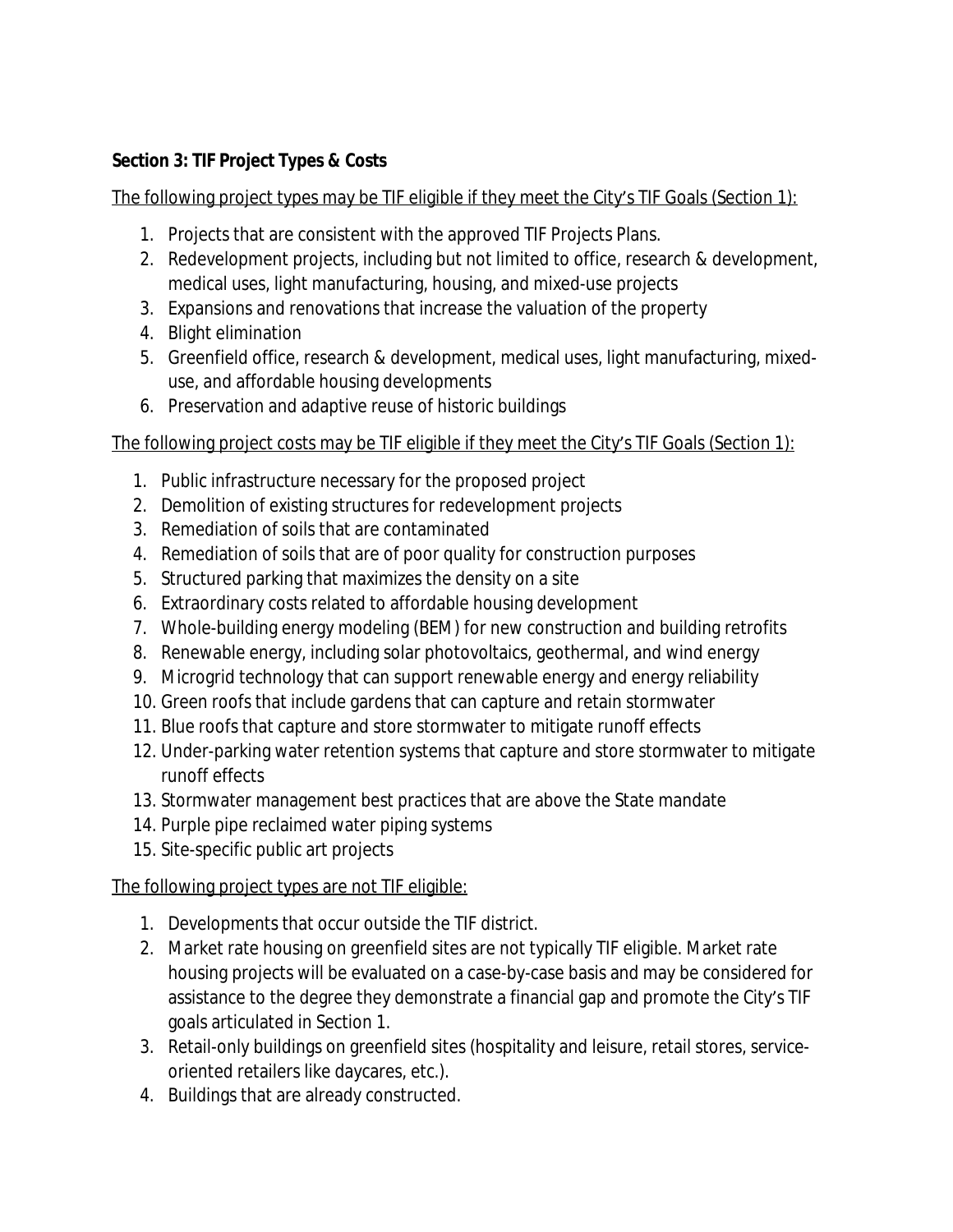**Section 3: TIF Project Types & Costs**

The following project types may be TIF eligible if they meet the City's TIF Goals (Section 1):

1. Projects that are consistent with the approved TIF Projects Plans.
2. Redevelopment projects, including but not limited to office, research & development, medical uses, light manufacturing, housing, and mixed-use projects
3. Expansions and renovations that increase the valuation of the property
4. Blight elimination
5. Greenfield office, research & development, medical uses, light manufacturing, mixed-use, and affordable housing developments
6. Preservation and adaptive reuse of historic buildings

The following project costs may be TIF eligible if they meet the City's TIF Goals (Section 1):

1. Public infrastructure necessary for the proposed project
2. Demolition of existing structures for redevelopment projects
3. Remediation of soils that are contaminated
4. Remediation of soils that are of poor quality for construction purposes
5. Structured parking that maximizes the density on a site
6. Extraordinary costs related to affordable housing development
7. Whole-building energy modeling (BEM) for new construction and building retrofits
8. Renewable energy, including solar photovoltaics, geothermal, and wind energy
9. Microgrid technology that can support renewable energy and energy reliability
10. Green roofs that include gardens that can capture and retain stormwater
11. Blue roofs that capture and store stormwater to mitigate runoff effects
12. Under-parking water retention systems that capture and store stormwater to mitigate runoff effects
13. Stormwater management best practices that are above the State mandate
14. Purple pipe reclaimed water piping systems
15. Site-specific public art projects

The following project types are not TIF eligible:

1. Developments that occur outside the TIF district.
2. Market rate housing on greenfield sites are not typically TIF eligible. Market rate housing projects will be evaluated on a case-by-case basis and may be considered for assistance to the degree they demonstrate a financial gap and promote the City's TIF goals articulated in Section 1.
3. Retail-only buildings on greenfield sites (hospitality and leisure, retail stores, service-oriented retailers like daycares, etc.).
4. Buildings that are already constructed.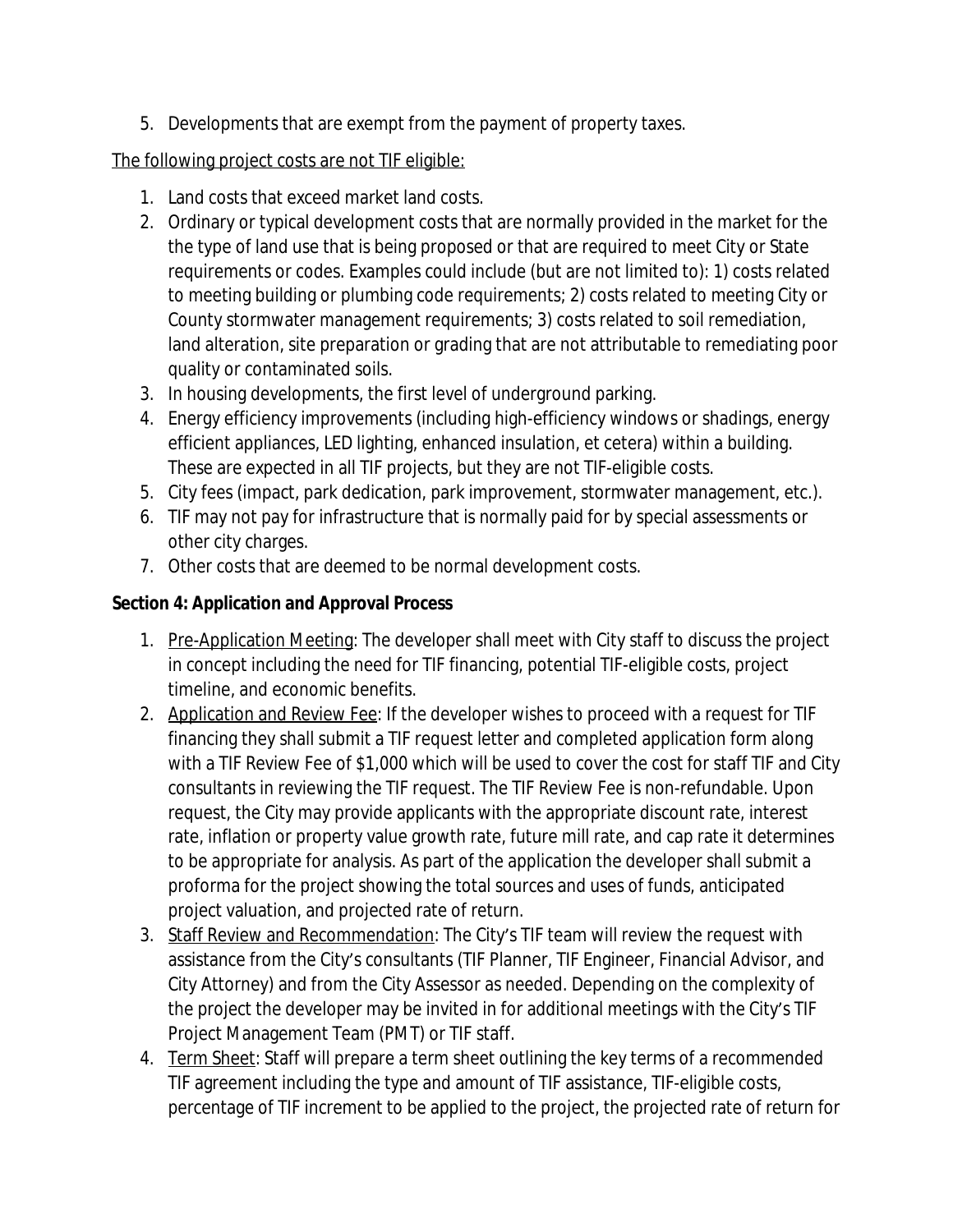5. Developments that are exempt from the payment of property taxes.

The following project costs are not TIF eligible:

1. Land costs that exceed market land costs.
2. Ordinary or typical development costs that are normally provided in the market for the the type of land use that is being proposed or that are required to meet City or State requirements or codes. Examples could include (but are not limited to): 1) costs related to meeting building or plumbing code requirements; 2) costs related to meeting City or County stormwater management requirements; 3) costs related to soil remediation, land alteration, site preparation or grading that are not attributable to remediating poor quality or contaminated soils.
3. In housing developments, the first level of underground parking.
4. Energy efficiency improvements (including high-efficiency windows or shadings, energy efficient appliances, LED lighting, enhanced insulation, et cetera) within a building. These are expected in all TIF projects, but they are not TIF-eligible costs.
5. City fees (impact, park dedication, park improvement, stormwater management, etc.).
6. TIF may not pay for infrastructure that is normally paid for by special assessments or other city charges.
7. Other costs that are deemed to be normal development costs.

**Section 4: Application and Approval Process**

1. Pre-Application Meeting: The developer shall meet with City staff to discuss the project in concept including the need for TIF financing, potential TIF-eligible costs, project timeline, and economic benefits.
2. Application and Review Fee: If the developer wishes to proceed with a request for TIF financing they shall submit a TIF request letter and completed application form along with a TIF Review Fee of $1,000 which will be used to cover the cost for staff TIF and City consultants in reviewing the TIF request. The TIF Review Fee is non-refundable. Upon request, the City may provide applicants with the appropriate discount rate, interest rate, inflation or property value growth rate, future mill rate, and cap rate it determines to be appropriate for analysis. As part of the application the developer shall submit a proforma for the project showing the total sources and uses of funds, anticipated project valuation, and projected rate of return.
3. Staff Review and Recommendation: The City's TIF team will review the request with assistance from the City's consultants (TIF Planner, TIF Engineer, Financial Advisor, and City Attorney) and from the City Assessor as needed. Depending on the complexity of the project the developer may be invited in for additional meetings with the City's TIF Project Management Team (PMT) or TIF staff.
4. Term Sheet: Staff will prepare a term sheet outlining the key terms of a recommended TIF agreement including the type and amount of TIF assistance, TIF-eligible costs, percentage of TIF increment to be applied to the project, the projected rate of return for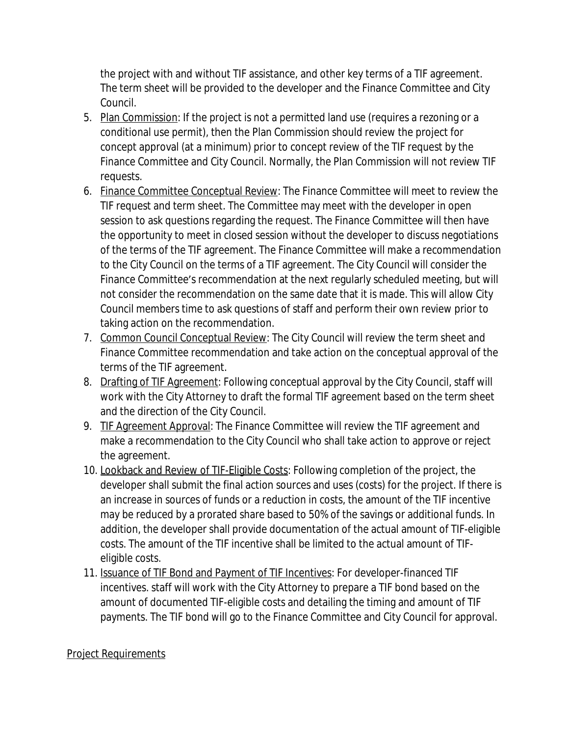the project with and without TIF assistance, and other key terms of a TIF agreement. The term sheet will be provided to the developer and the Finance Committee and City Council.

5. Plan Commission: If the project is not a permitted land use (requires a rezoning or a conditional use permit), then the Plan Commission should review the project for concept approval (at a minimum) prior to concept review of the TIF request by the Finance Committee and City Council. Normally, the Plan Commission will not review TIF requests.
6. Finance Committee Conceptual Review: The Finance Committee will meet to review the TIF request and term sheet. The Committee may meet with the developer in open session to ask questions regarding the request. The Finance Committee will then have the opportunity to meet in closed session without the developer to discuss negotiations of the terms of the TIF agreement. The Finance Committee will make a recommendation to the City Council on the terms of a TIF agreement. The City Council will consider the Finance Committee's recommendation at the next regularly scheduled meeting, but will not consider the recommendation on the same date that it is made. This will allow City Council members time to ask questions of staff and perform their own review prior to taking action on the recommendation.
7. Common Council Conceptual Review: The City Council will review the term sheet and Finance Committee recommendation and take action on the conceptual approval of the terms of the TIF agreement.
8. Drafting of TIF Agreement: Following conceptual approval by the City Council, staff will work with the City Attorney to draft the formal TIF agreement based on the term sheet and the direction of the City Council.
9. TIF Agreement Approval: The Finance Committee will review the TIF agreement and make a recommendation to the City Council who shall take action to approve or reject the agreement.
10. Lookback and Review of TIF-Eligible Costs: Following completion of the project, the developer shall submit the final action sources and uses (costs) for the project. If there is an increase in sources of funds or a reduction in costs, the amount of the TIF incentive may be reduced by a prorated share based to 50% of the savings or additional funds. In addition, the developer shall provide documentation of the actual amount of TIF-eligible costs. The amount of the TIF incentive shall be limited to the actual amount of TIF-eligible costs.
11. Issuance of TIF Bond and Payment of TIF Incentives: For developer-financed TIF incentives. staff will work with the City Attorney to prepare a TIF bond based on the amount of documented TIF-eligible costs and detailing the timing and amount of TIF payments. The TIF bond will go to the Finance Committee and City Council for approval.

## Project Requirements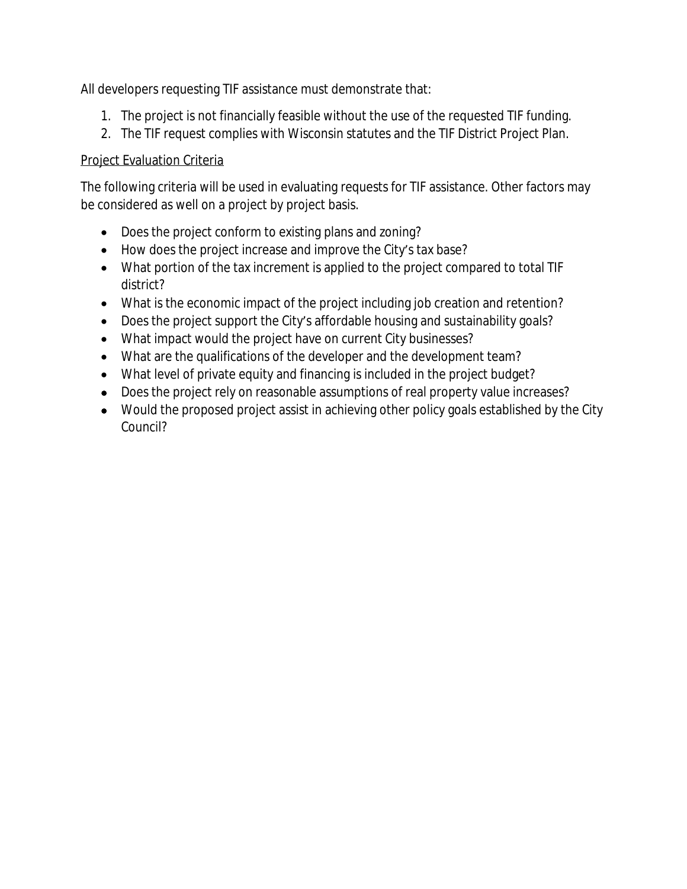All developers requesting TIF assistance must demonstrate that:

1. The project is not financially feasible without the use of the requested TIF funding.
2. The TIF request complies with Wisconsin statutes and the TIF District Project Plan.

<u>Project Evaluation Criteria</u>

The following criteria will be used in evaluating requests for TIF assistance. Other factors may be considered as well on a project by project basis.

- Does the project conform to existing plans and zoning?
- How does the project increase and improve the City's tax base?
- What portion of the tax increment is applied to the project compared to total TIF district?
- What is the economic impact of the project including job creation and retention?
- Does the project support the City's affordable housing and sustainability goals?
- What impact would the project have on current City businesses?
- What are the qualifications of the developer and the development team?
- What level of private equity and financing is included in the project budget?
- Does the project rely on reasonable assumptions of real property value increases?
- Would the proposed project assist in achieving other policy goals established by the City Council?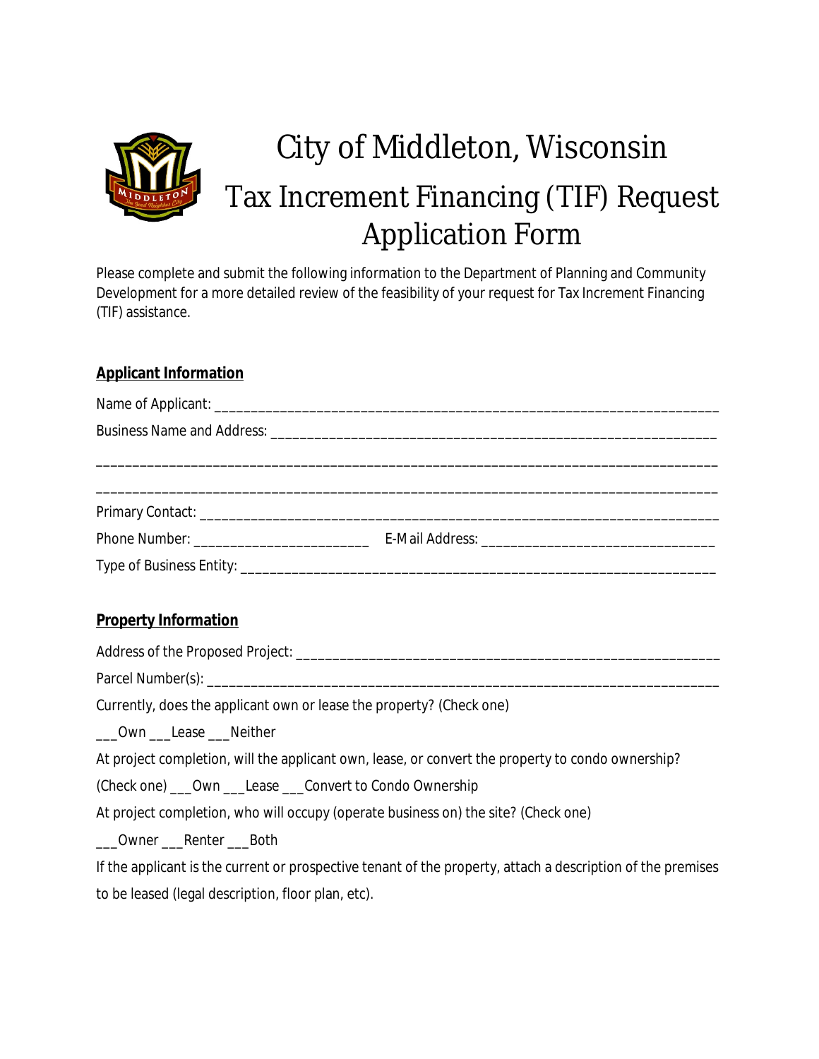# City of Middleton, Wisconsin

## Tax Increment Financing (TIF) Request Application Form

Please complete and submit the following information to the Department of Planning and Community Development for a more detailed review of the feasibility of your request for Tax Increment Financing (TIF) assistance.

**Applicant Information**

Name of Applicant: ______________________________________________________________________

Business Name and Address: _______________________________________________________________

________________________________________________________________________________________

________________________________________________________________________________________

Primary Contact: _________________________________________________________________________

Phone Number: ________________________ E-Mail Address: _______________________________

Type of Business Entity: ___________________________________________________________________

**Property Information**

Address of the Proposed Project: ____________________________________________________________

Parcel Number(s): _________________________________________________________________________

Currently, does the applicant own or lease the property? (Check one)

___Own ___Lease ___Neither

At project completion, will the applicant own, lease, or convert the property to condo ownership?

(Check one) ___Own ___Lease ___Convert to Condo Ownership

At project completion, who will occupy (operate business on) the site? (Check one)

___Owner ___Renter ___Both

If the applicant is the current or prospective tenant of the property, attach a description of the premises to be leased (legal description, floor plan, etc).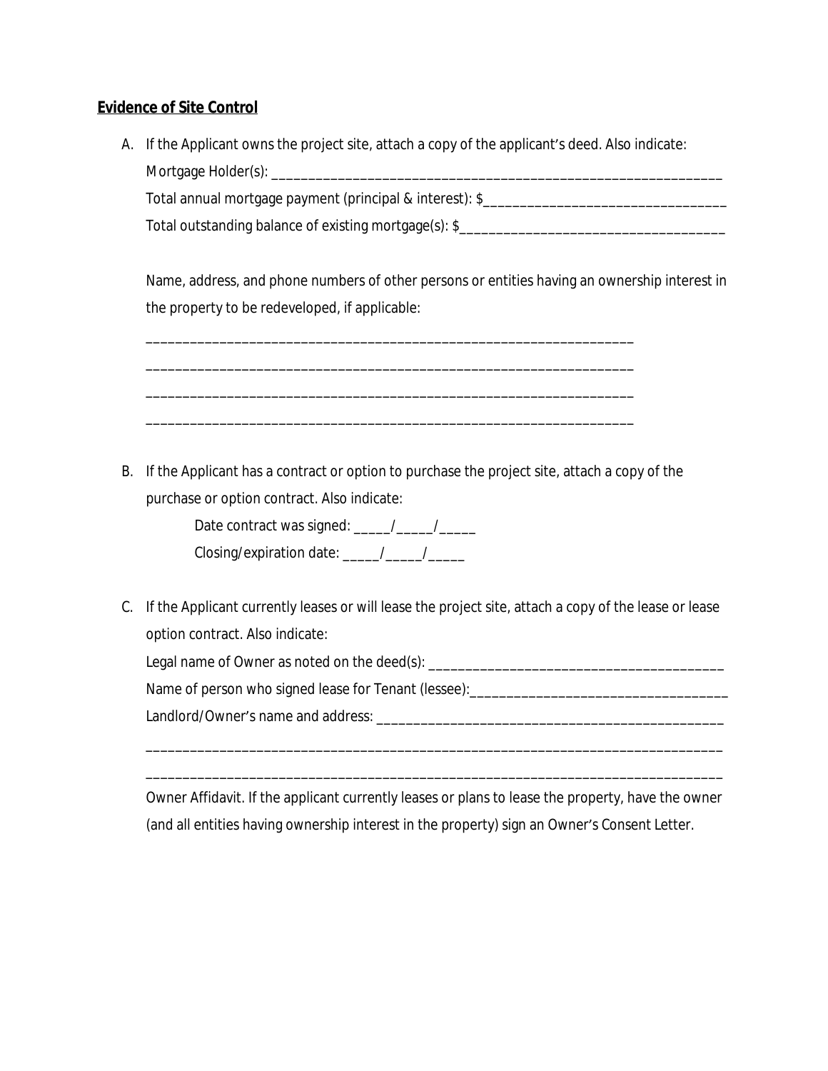**Evidence of Site Control**

A. If the Applicant owns the project site, attach a copy of the applicant's deed. Also indicate:

   Mortgage Holder(s): _______________________________________________________________

   Total annual mortgage payment (principal & interest): $__________________________________

   Total outstanding balance of existing mortgage(s): $____________________________________

   Name, address, and phone numbers of other persons or entities having an ownership interest in the property to be redeveloped, if applicable:

   ____________________________________________________________________

   ____________________________________________________________________

   ____________________________________________________________________

   ____________________________________________________________________

B. If the Applicant has a contract or option to purchase the project site, attach a copy of the purchase or option contract. Also indicate:

   Date contract was signed: _____/_____/_____

   Closing/expiration date: _____/_____/_____

C. If the Applicant currently leases or will lease the project site, attach a copy of the lease or lease option contract. Also indicate:

   Legal name of Owner as noted on the deed(s): ________________________________________

   Name of person who signed lease for Tenant (lessee):___________________________________

   Landlord/Owner's name and address: ________________________________________________

   ________________________________________________________________________________

   ________________________________________________________________________________

   Owner Affidavit. If the applicant currently leases or plans to lease the property, have the owner (and all entities having ownership interest in the property) sign an Owner's Consent Letter.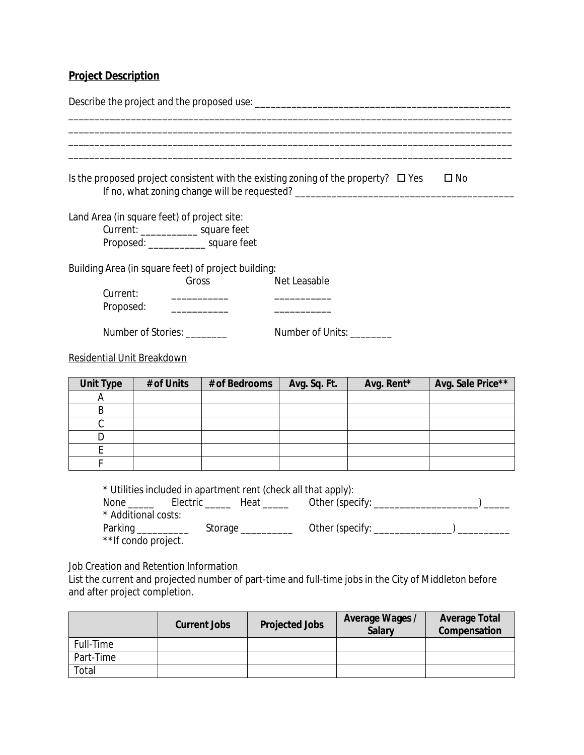**Project Description**

Describe the project and the proposed use: ___________________________________________________
_____________________________________________________________________________________
_____________________________________________________________________________________
_____________________________________________________________________________________
_____________________________________________________________________________________

Is the proposed project consistent with the existing zoning of the property? ☐ Yes ☐ No
If no, what zoning change will be requested? _________________________________________

Land Area (in square feet) of project site:
Current: ___________ square feet
Proposed: ___________ square feet

Building Area (in square feet) of project building:

| | Gross | Net Leasable |
|---|---|---|
| Current: | ___________ | ___________ |
| Proposed: | ___________ | ___________ |

Number of Stories: ________ Number of Units: ________

Residential Unit Breakdown

| Unit Type | # of Units | # of Bedrooms | Avg. Sq. Ft. | Avg. Rent* | Avg. Sale Price** |
|---|---|---|---|---|---|
| A | | | | | |
| B | | | | | |
| C | | | | | |
| D | | | | | |
| E | | | | | |
| F | | | | | |

* Utilities included in apartment rent (check all that apply):
None _____ Electric _____ Heat _____ Other (specify: ____________________) _____
* Additional costs:
Parking __________ Storage __________ Other (specify: _______________) __________
**If condo project.

Job Creation and Retention Information
List the current and projected number of part-time and full-time jobs in the City of Middleton before and after project completion.

| | Current Jobs | Projected Jobs | Average Wages / Salary | Average Total Compensation |
|---|---|---|---|---|
| Full-Time | | | | |
| Part-Time | | | | |
| Total | | | | |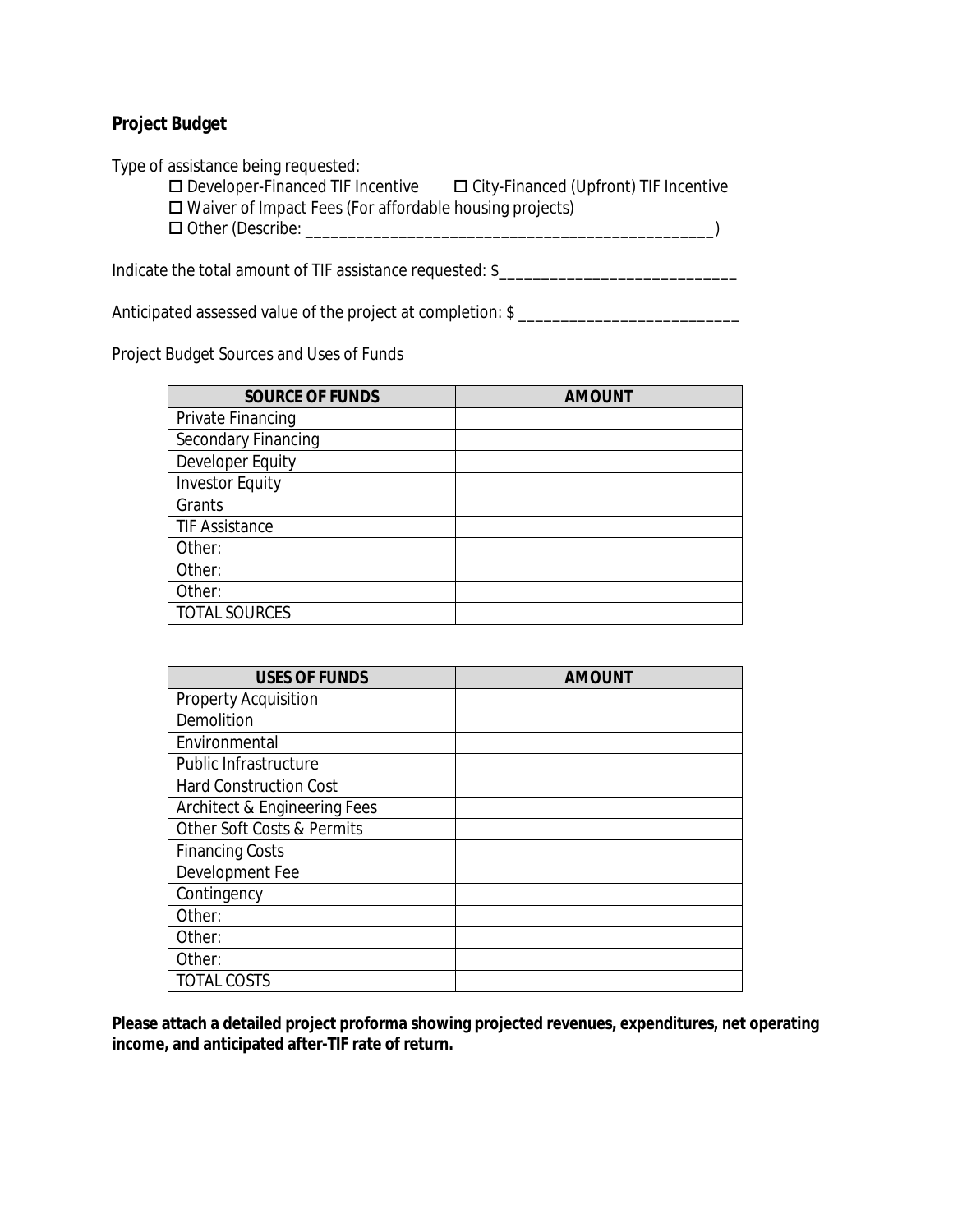## Project Budget

Type of assistance being requested:

☐ Developer-Financed TIF Incentive ☐ City-Financed (Upfront) TIF Incentive

☐ Waiver of Impact Fees (For affordable housing projects)

☐ Other (Describe: _______________________________________________)

Indicate the total amount of TIF assistance requested: $___________________________

Anticipated assessed value of the project at completion: $ __________________________

Project Budget Sources and Uses of Funds

| SOURCE OF FUNDS | AMOUNT |
|---|---|
| Private Financing | |
| Secondary Financing | |
| Developer Equity | |
| Investor Equity | |
| Grants | |
| TIF Assistance | |
| Other: | |
| Other: | |
| Other: | |
| TOTAL SOURCES | |

| USES OF FUNDS | AMOUNT |
|---|---|
| Property Acquisition | |
| Demolition | |
| Environmental | |
| Public Infrastructure | |
| Hard Construction Cost | |
| Architect & Engineering Fees | |
| Other Soft Costs & Permits | |
| Financing Costs | |
| Development Fee | |
| Contingency | |
| Other: | |
| Other: | |
| Other: | |
| TOTAL COSTS | |

**Please attach a detailed project proforma showing projected revenues, expenditures, net operating income, and anticipated after-TIF rate of return.**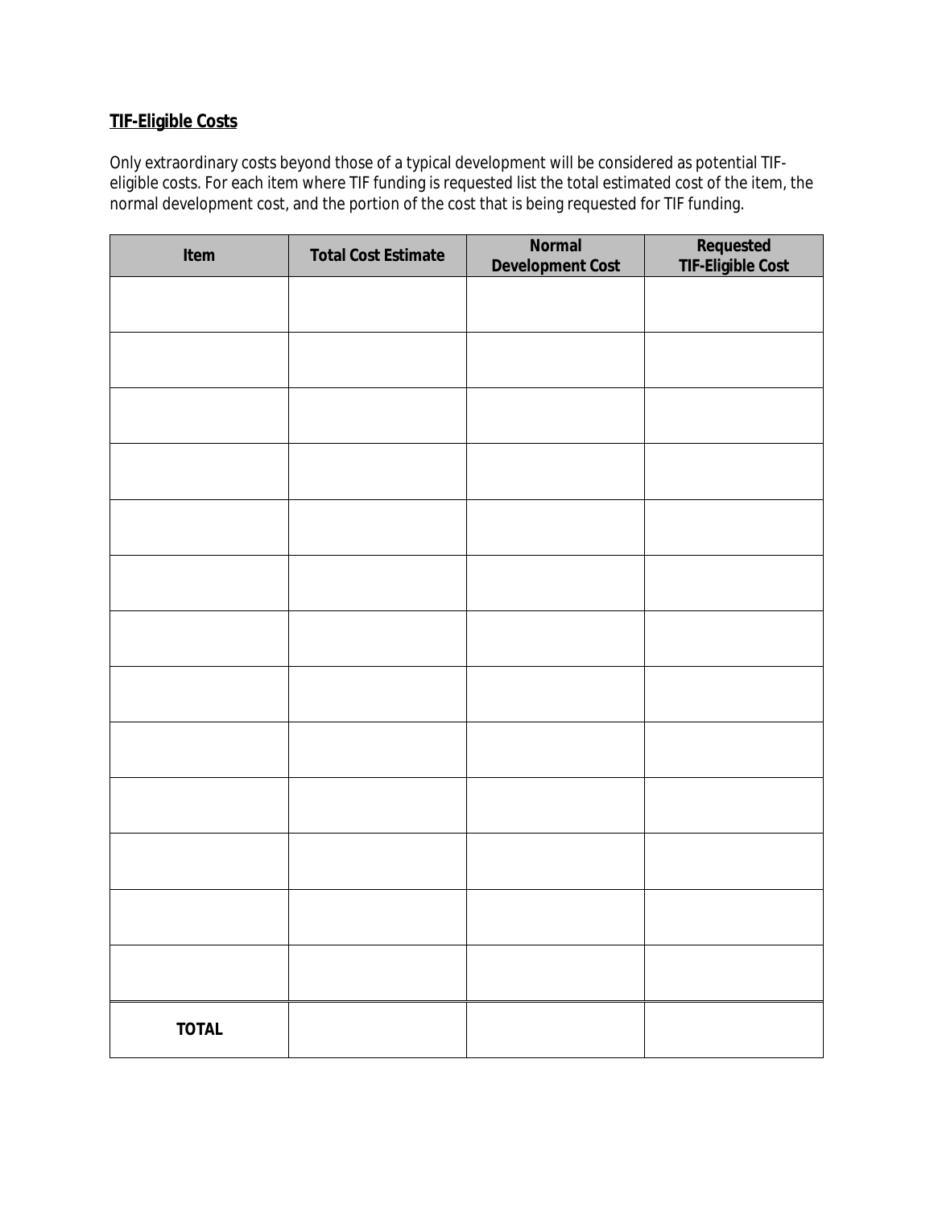**<u>TIF-Eligible Costs</u>**

Only extraordinary costs beyond those of a typical development will be considered as potential TIF-eligible costs. For each item where TIF funding is requested list the total estimated cost of the item, the normal development cost, and the portion of the cost that is being requested for TIF funding.

| Item | Total Cost Estimate | Normal Development Cost | Requested TIF-Eligible Cost |
|---|---|---|---|
| | | | |
| | | | |
| | | | |
| | | | |
| | | | |
| | | | |
| | | | |
| | | | |
| | | | |
| | | | |
| | | | |
| | | | |
| | | | |
| **TOTAL** | | | |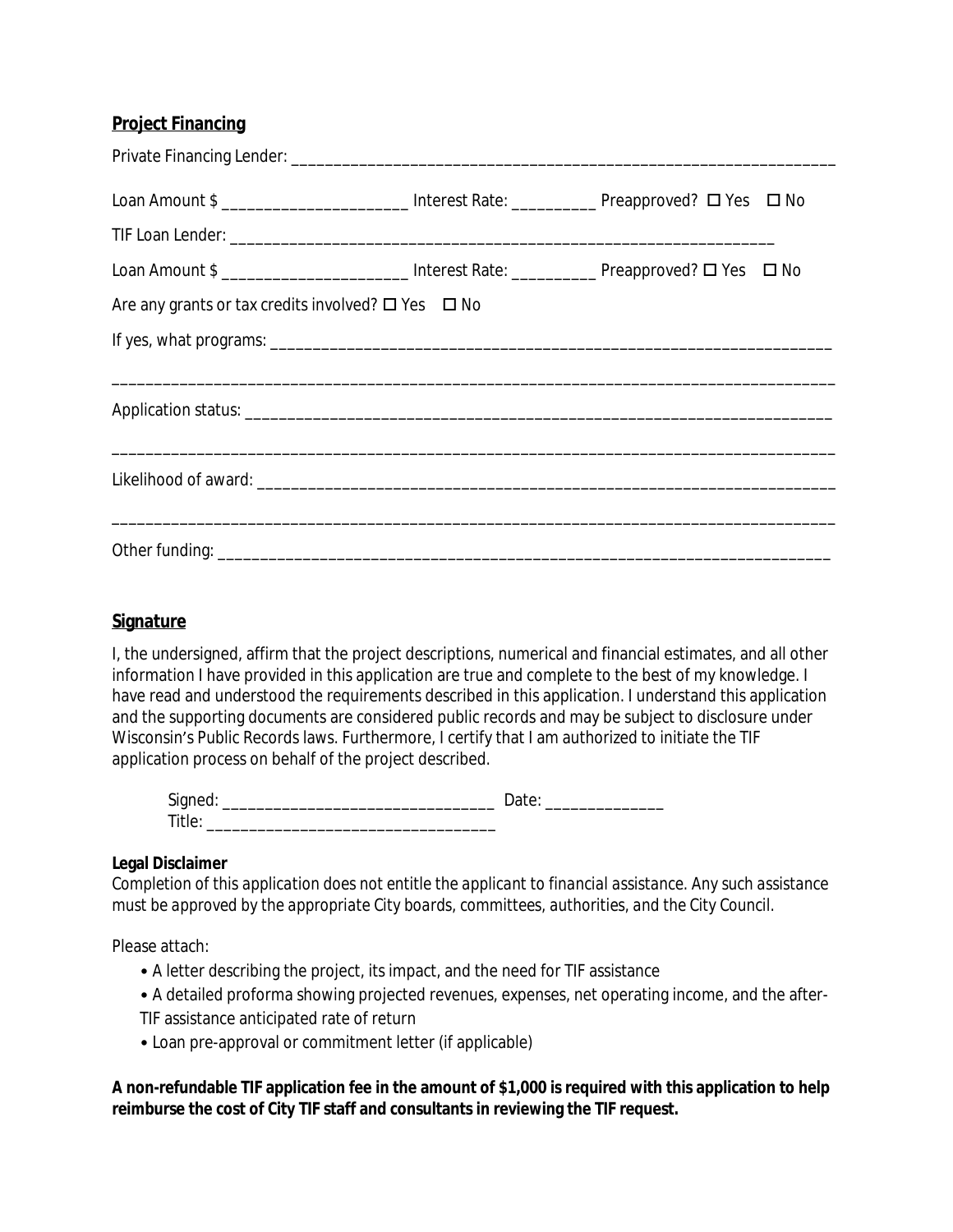## Project Financing

Private Financing Lender: ___________________________________________________________________

Loan Amount $ _______________________ Interest Rate: __________ Preapproved? ☐ Yes ☐ No

TIF Loan Lender: ___________________________________________________________________

Loan Amount $ _______________________ Interest Rate: __________ Preapproved? ☐ Yes ☐ No

Are any grants or tax credits involved? ☐ Yes ☐ No

If yes, what programs: _______________________________________________________________

_____________________________________________________________________________________

Application status: _________________________________________________________________

_____________________________________________________________________________________

Likelihood of award: ________________________________________________________________

_____________________________________________________________________________________

Other funding: _____________________________________________________________________

## Signature

I, the undersigned, affirm that the project descriptions, numerical and financial estimates, and all other information I have provided in this application are true and complete to the best of my knowledge. I have read and understood the requirements described in this application. I understand this application and the supporting documents are considered public records and may be subject to disclosure under Wisconsin's Public Records laws. Furthermore, I certify that I am authorized to initiate the TIF application process on behalf of the project described.

Signed: _________________________________ Date: ______________
Title: _________________________________

**Legal Disclaimer**

*Completion of this application does not entitle the applicant to financial assistance. Any such assistance must be approved by the appropriate City boards, committees, authorities, and the City Council.*

Please attach:

- A letter describing the project, its impact, and the need for TIF assistance
- A detailed proforma showing projected revenues, expenses, net operating income, and the after-TIF assistance anticipated rate of return
- Loan pre-approval or commitment letter (if applicable)

**A non-refundable TIF application fee in the amount of $1,000 is required with this application to help reimburse the cost of City TIF staff and consultants in reviewing the TIF request.**